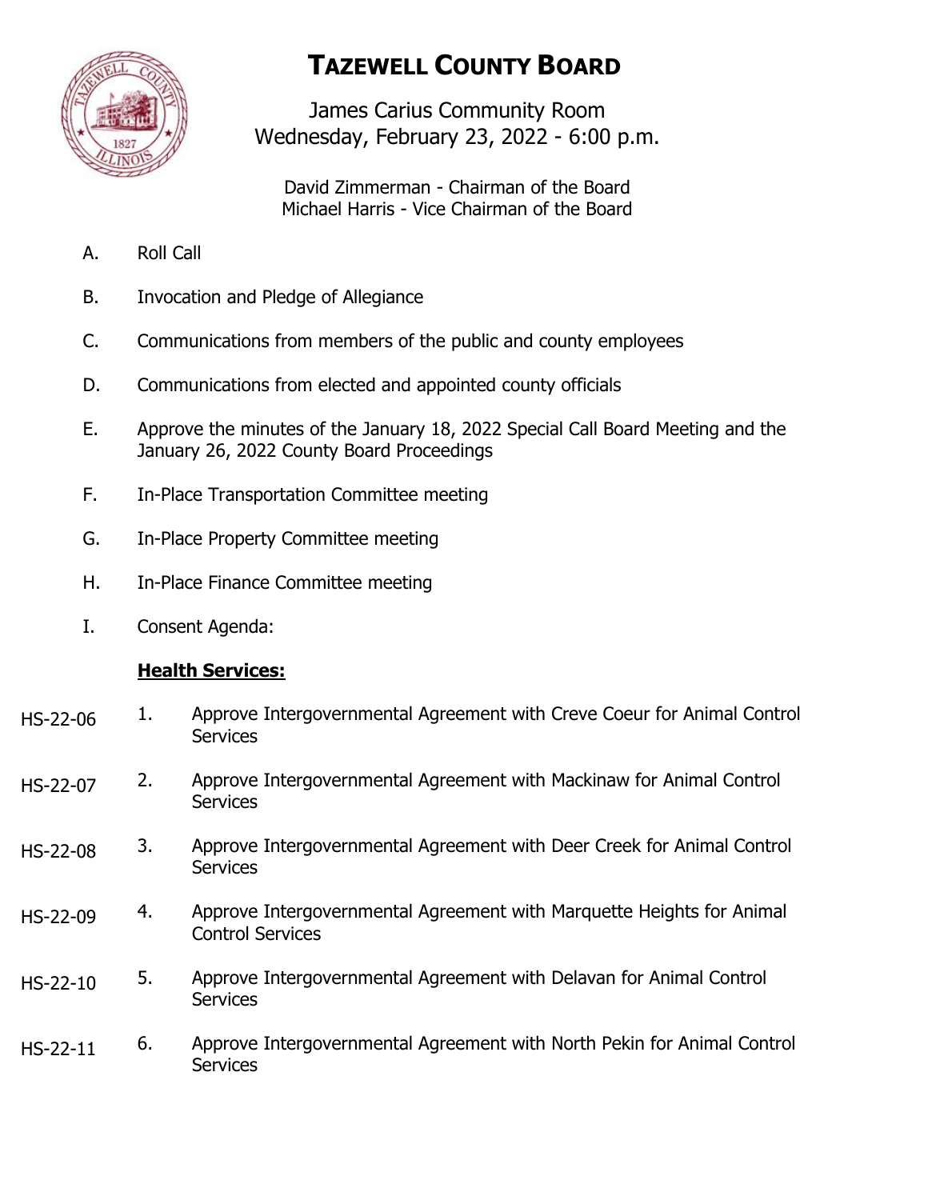# TAZEWELL COUNTY BOARD

James Carius Community Room
Wednesday, February 23, 2022 - 6:00 p.m.

David Zimmerman - Chairman of the Board
Michael Harris - Vice Chairman of the Board

A. Roll Call

B. Invocation and Pledge of Allegiance

C. Communications from members of the public and county employees

D. Communications from elected and appointed county officials

E. Approve the minutes of the January 18, 2022 Special Call Board Meeting and the January 26, 2022 County Board Proceedings

F. In-Place Transportation Committee meeting

G. In-Place Property Committee meeting

H. In-Place Finance Committee meeting

I. Consent Agenda:

**Health Services:**

HS-22-06 1. Approve Intergovernmental Agreement with Creve Coeur for Animal Control Services

HS-22-07 2. Approve Intergovernmental Agreement with Mackinaw for Animal Control Services

HS-22-08 3. Approve Intergovernmental Agreement with Deer Creek for Animal Control Services

HS-22-09 4. Approve Intergovernmental Agreement with Marquette Heights for Animal Control Services

HS-22-10 5. Approve Intergovernmental Agreement with Delavan for Animal Control Services

HS-22-11 6. Approve Intergovernmental Agreement with North Pekin for Animal Control Services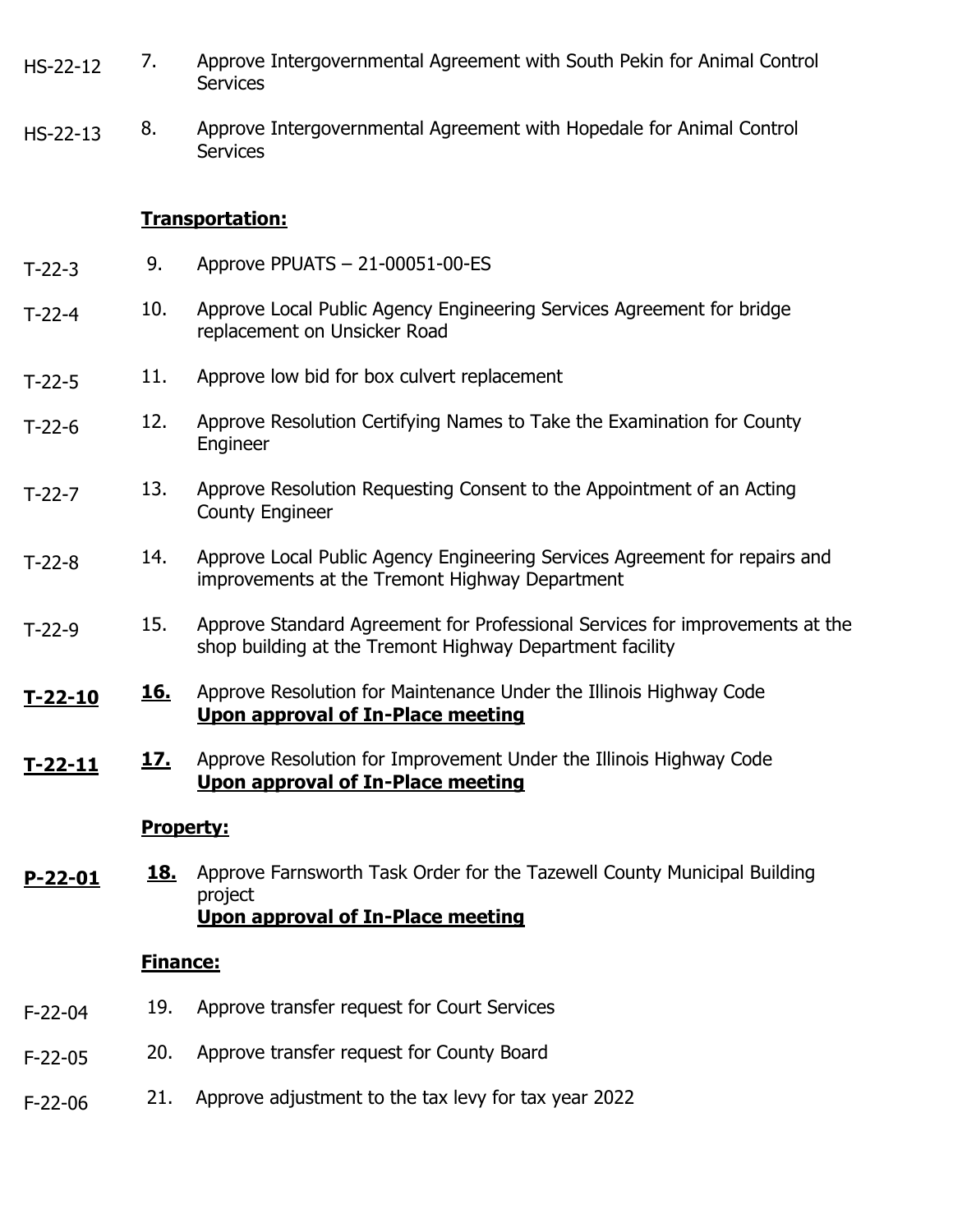HS-22-12 7. Approve Intergovernmental Agreement with South Pekin for Animal Control Services

HS-22-13 8. Approve Intergovernmental Agreement with Hopedale for Animal Control Services

**Transportation:**

T-22-3 9. Approve PPUATS – 21-00051-00-ES

T-22-4 10. Approve Local Public Agency Engineering Services Agreement for bridge replacement on Unsicker Road

T-22-5 11. Approve low bid for box culvert replacement

T-22-6 12. Approve Resolution Certifying Names to Take the Examination for County Engineer

T-22-7 13. Approve Resolution Requesting Consent to the Appointment of an Acting County Engineer

T-22-8 14. Approve Local Public Agency Engineering Services Agreement for repairs and improvements at the Tremont Highway Department

T-22-9 15. Approve Standard Agreement for Professional Services for improvements at the shop building at the Tremont Highway Department facility

**T-22-10** **16.** Approve Resolution for Maintenance Under the Illinois Highway Code
**Upon approval of In-Place meeting**

**T-22-11** **17.** Approve Resolution for Improvement Under the Illinois Highway Code
**Upon approval of In-Place meeting**

**Property:**

**P-22-01** **18.** Approve Farnsworth Task Order for the Tazewell County Municipal Building project
**Upon approval of In-Place meeting**

**Finance:**

F-22-04 19. Approve transfer request for Court Services

F-22-05 20. Approve transfer request for County Board

F-22-06 21. Approve adjustment to the tax levy for tax year 2022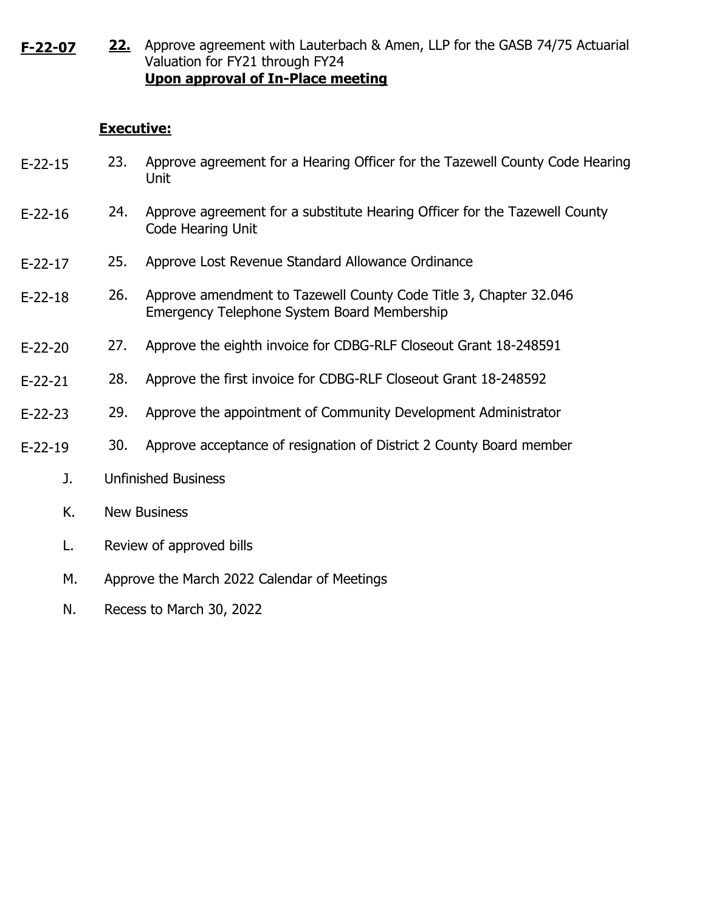**F-22-07** **22.** Approve agreement with Lauterbach & Amen, LLP for the GASB 74/75 Actuarial Valuation for FY21 through FY24
**Upon approval of In-Place meeting**

**Executive:**

E-22-15 23. Approve agreement for a Hearing Officer for the Tazewell County Code Hearing Unit

E-22-16 24. Approve agreement for a substitute Hearing Officer for the Tazewell County Code Hearing Unit

E-22-17 25. Approve Lost Revenue Standard Allowance Ordinance

E-22-18 26. Approve amendment to Tazewell County Code Title 3, Chapter 32.046 Emergency Telephone System Board Membership

E-22-20 27. Approve the eighth invoice for CDBG-RLF Closeout Grant 18-248591

E-22-21 28. Approve the first invoice for CDBG-RLF Closeout Grant 18-248592

E-22-23 29. Approve the appointment of Community Development Administrator

E-22-19 30. Approve acceptance of resignation of District 2 County Board member

J. Unfinished Business

K. New Business

L. Review of approved bills

M. Approve the March 2022 Calendar of Meetings

N. Recess to March 30, 2022